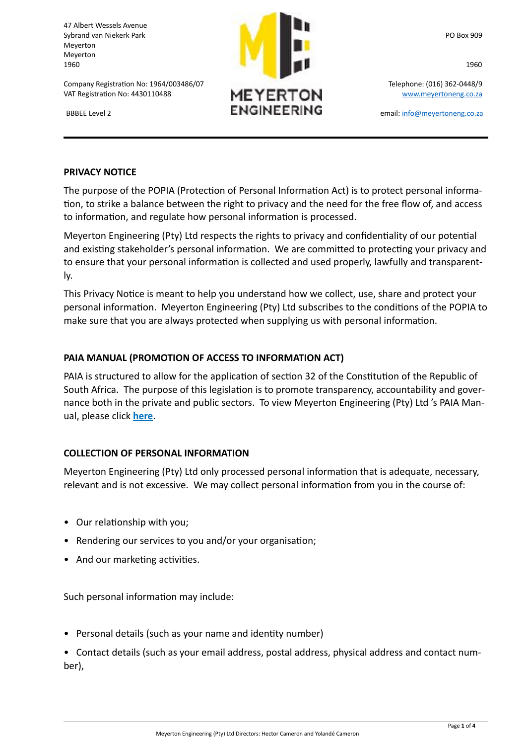47 Albert Wessels Avenue
Sybrand van Niekerk Park
Meyerton
Meyerton
1960

Company Registration No: 1964/003486/07
VAT Registration No: 4430110488

BBBEE Level 2

MEYERTON ENGINEERING

PO Box 909

1960

Telephone: (016) 362-0448/9
www.meyertoneng.co.za

email: info@meyertoneng.co.za

---

## PRIVACY NOTICE

The purpose of the POPIA (Protection of Personal Information Act) is to protect personal information, to strike a balance between the right to privacy and the need for the free flow of, and access to information, and regulate how personal information is processed.

Meyerton Engineering (Pty) Ltd respects the rights to privacy and confidentiality of our potential and existing stakeholder's personal information. We are committed to protecting your privacy and to ensure that your personal information is collected and used properly, lawfully and transparently.

This Privacy Notice is meant to help you understand how we collect, use, share and protect your personal information. Meyerton Engineering (Pty) Ltd subscribes to the conditions of the POPIA to make sure that you are always protected when supplying us with personal information.

## PAIA MANUAL (PROMOTION OF ACCESS TO INFORMATION ACT)

PAIA is structured to allow for the application of section 32 of the Constitution of the Republic of South Africa. The purpose of this legislation is to promote transparency, accountability and governance both in the private and public sectors. To view Meyerton Engineering (Pty) Ltd 's PAIA Manual, please click **here**.

## COLLECTION OF PERSONAL INFORMATION

Meyerton Engineering (Pty) Ltd only processed personal information that is adequate, necessary, relevant and is not excessive. We may collect personal information from you in the course of:

- Our relationship with you;
- Rendering our services to you and/or your organisation;
- And our marketing activities.

Such personal information may include:

- Personal details (such as your name and identity number)
- Contact details (such as your email address, postal address, physical address and contact number),

Meyerton Engineering (Pty) Ltd Directors: Hector Cameron and Yolandé Cameron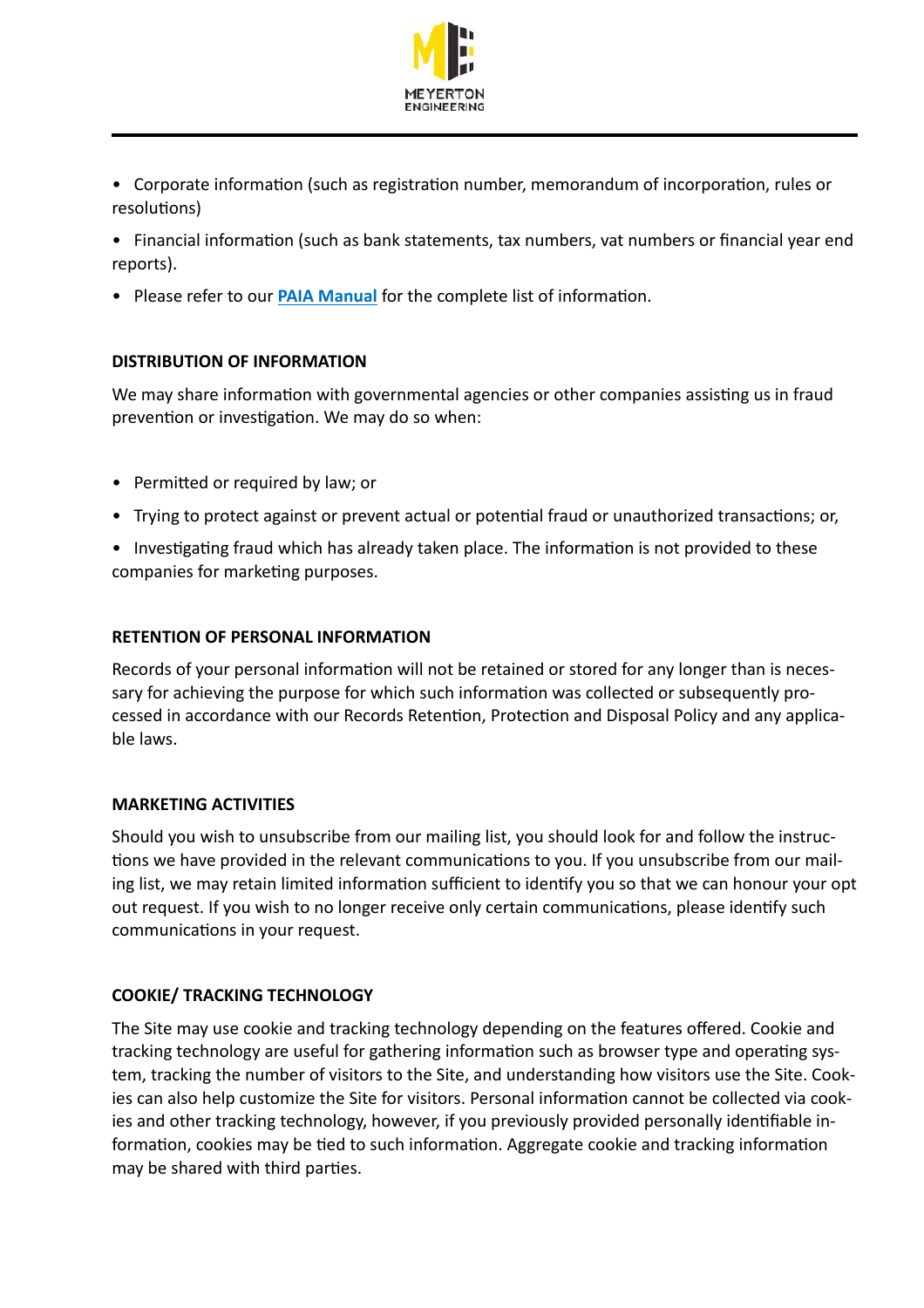- Corporate information (such as registration number, memorandum of incorporation, rules or resolutions)
- Financial information (such as bank statements, tax numbers, vat numbers or financial year end reports).
- Please refer to our **PAIA Manual** for the complete list of information.

**DISTRIBUTION OF INFORMATION**

We may share information with governmental agencies or other companies assisting us in fraud prevention or investigation. We may do so when:

- Permitted or required by law; or
- Trying to protect against or prevent actual or potential fraud or unauthorized transactions; or,
- Investigating fraud which has already taken place. The information is not provided to these companies for marketing purposes.

**RETENTION OF PERSONAL INFORMATION**

Records of your personal information will not be retained or stored for any longer than is necessary for achieving the purpose for which such information was collected or subsequently processed in accordance with our Records Retention, Protection and Disposal Policy and any applicable laws.

**MARKETING ACTIVITIES**

Should you wish to unsubscribe from our mailing list, you should look for and follow the instructions we have provided in the relevant communications to you. If you unsubscribe from our mailing list, we may retain limited information sufficient to identify you so that we can honour your opt out request. If you wish to no longer receive only certain communications, please identify such communications in your request.

**COOKIE/ TRACKING TECHNOLOGY**

The Site may use cookie and tracking technology depending on the features offered. Cookie and tracking technology are useful for gathering information such as browser type and operating system, tracking the number of visitors to the Site, and understanding how visitors use the Site. Cookies can also help customize the Site for visitors. Personal information cannot be collected via cookies and other tracking technology, however, if you previously provided personally identifiable information, cookies may be tied to such information. Aggregate cookie and tracking information may be shared with third parties.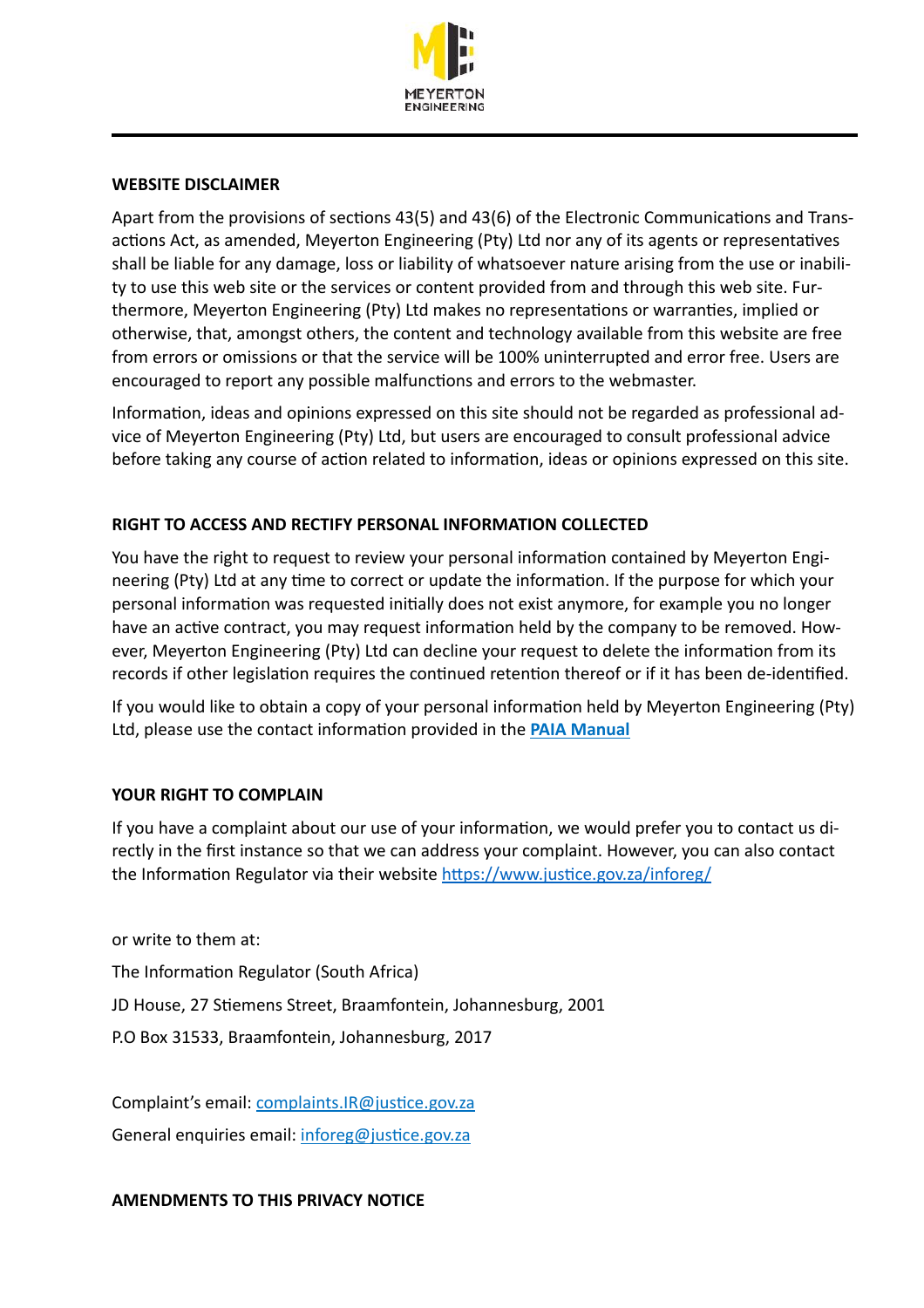## WEBSITE DISCLAIMER

Apart from the provisions of sections 43(5) and 43(6) of the Electronic Communications and Transactions Act, as amended, Meyerton Engineering (Pty) Ltd nor any of its agents or representatives shall be liable for any damage, loss or liability of whatsoever nature arising from the use or inability to use this web site or the services or content provided from and through this web site. Furthermore, Meyerton Engineering (Pty) Ltd makes no representations or warranties, implied or otherwise, that, amongst others, the content and technology available from this website are free from errors or omissions or that the service will be 100% uninterrupted and error free. Users are encouraged to report any possible malfunctions and errors to the webmaster.

Information, ideas and opinions expressed on this site should not be regarded as professional advice of Meyerton Engineering (Pty) Ltd, but users are encouraged to consult professional advice before taking any course of action related to information, ideas or opinions expressed on this site.

## RIGHT TO ACCESS AND RECTIFY PERSONAL INFORMATION COLLECTED

You have the right to request to review your personal information contained by Meyerton Engineering (Pty) Ltd at any time to correct or update the information. If the purpose for which your personal information was requested initially does not exist anymore, for example you no longer have an active contract, you may request information held by the company to be removed. However, Meyerton Engineering (Pty) Ltd can decline your request to delete the information from its records if other legislation requires the continued retention thereof or if it has been de-identified.

If you would like to obtain a copy of your personal information held by Meyerton Engineering (Pty) Ltd, please use the contact information provided in the **PAIA Manual**

## YOUR RIGHT TO COMPLAIN

If you have a complaint about our use of your information, we would prefer you to contact us directly in the first instance so that we can address your complaint. However, you can also contact the Information Regulator via their website https://www.justice.gov.za/inforeg/

or write to them at:

The Information Regulator (South Africa)

JD House, 27 Stiemens Street, Braamfontein, Johannesburg, 2001

P.O Box 31533, Braamfontein, Johannesburg, 2017

Complaint's email: complaints.IR@justice.gov.za

General enquiries email: inforeg@justice.gov.za

## AMENDMENTS TO THIS PRIVACY NOTICE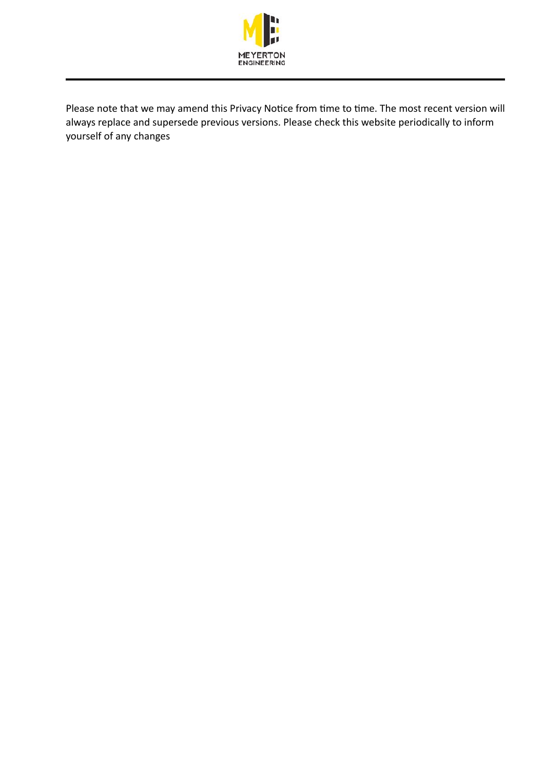Please note that we may amend this Privacy Notice from time to time. The most recent version will always replace and supersede previous versions. Please check this website periodically to inform yourself of any changes